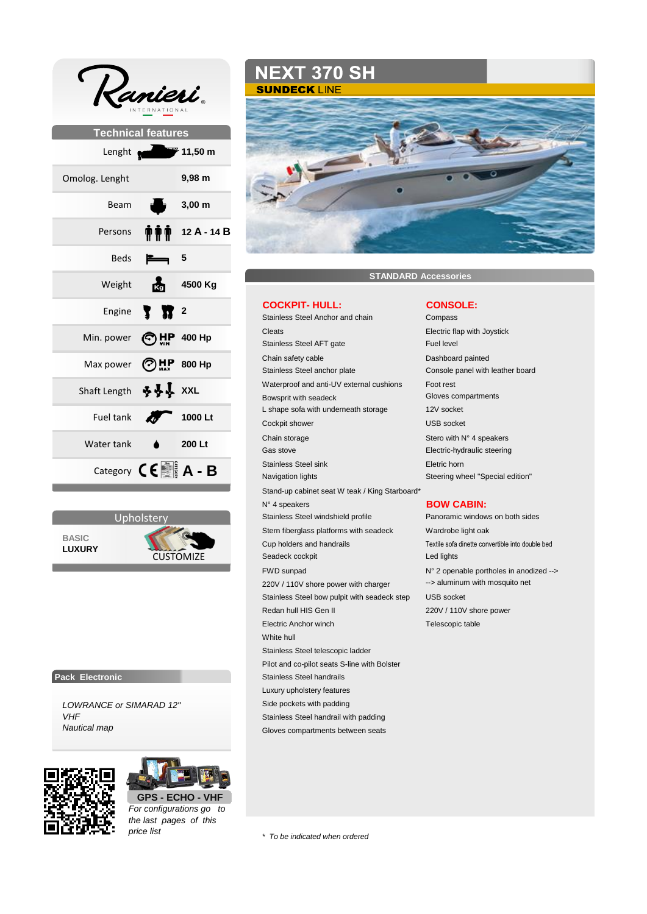Ranieri INTERNATIONAL

# NEXT 370 SH

**SUNDECK** LINE

## Technical features

| Feature | Value |
|---|---|
| Lenght | 11,50 m |
| Omolog. Lenght | 9,98 m |
| Beam | 3,00 m |
| Persons | 12 A - 14 B |
| Beds | 5 |
| Weight | 4500 Kg |
| Engine | 2 |
| Min. power | 400 Hp |
| Max power | 800 Hp |
| Shaft Length | XXL |
| Fuel tank | 1000 Lt |
| Water tank | 200 Lt |
| Category | A - B |

## Upholstery

BASIC
**LUXURY**

CUSTOMIZE

## Pack Electronic

*LOWRANCE or SIMARAD 12"*
*VHF*
*Nautical map*

**GPS - ECHO - VHF**

*For configurations go to the last pages of this price list*

## STANDARD Accessories

### COCKPIT- HULL:

- Stainless Steel Anchor and chain
- Cleats
- Stainless Steel AFT gate
- Chain safety cable
- Stainless Steel anchor plate
- Waterproof and anti-UV external cushions
- Bowsprit with seadeck
- L shape sofa with underneath storage
- Cockpit shower
- Chain storage
- Gas stove
- Stainless Steel sink
- Navigation lights
- Stand-up cabinet seat W teak / King Starboard*
- N° 4 speakers
- Stainless Steel windshield profile
- Stern fiberglass platforms with seadeck
- Cup holders and handrails
- Seadeck cockpit
- FWD sunpad
- 220V / 110V shore power with charger
- Stainless Steel bow pulpit with seadeck step
- Redan hull HIS Gen II
- Electric Anchor winch
- White hull
- Stainless Steel telescopic ladder
- Pilot and co-pilot seats S-line with Bolster
- Stainless Steel handrails
- Luxury upholstery features
- Side pockets with padding
- Stainless Steel handrail with padding
- Gloves compartments between seats

### CONSOLE:

- Compass
- Electric flap with Joystick
- Fuel level
- Dashboard painted
- Console panel with leather board
- Foot rest
- Gloves compartments
- 12V socket
- USB socket
- Stero with N° 4 speakers
- Electric-hydraulic steering
- Eletric horn
- Steering wheel "Special edition"

### BOW CABIN:

- Panoramic windows on both sides
- Wardrobe light oak
- Textile sofa dinette convertible into double bed
- Led lights
- N° 2 openable portholes in anodized --> aluminum with mosquito net
- USB socket
- 220V / 110V shore power
- Telescopic table

*\* To be indicated when ordered*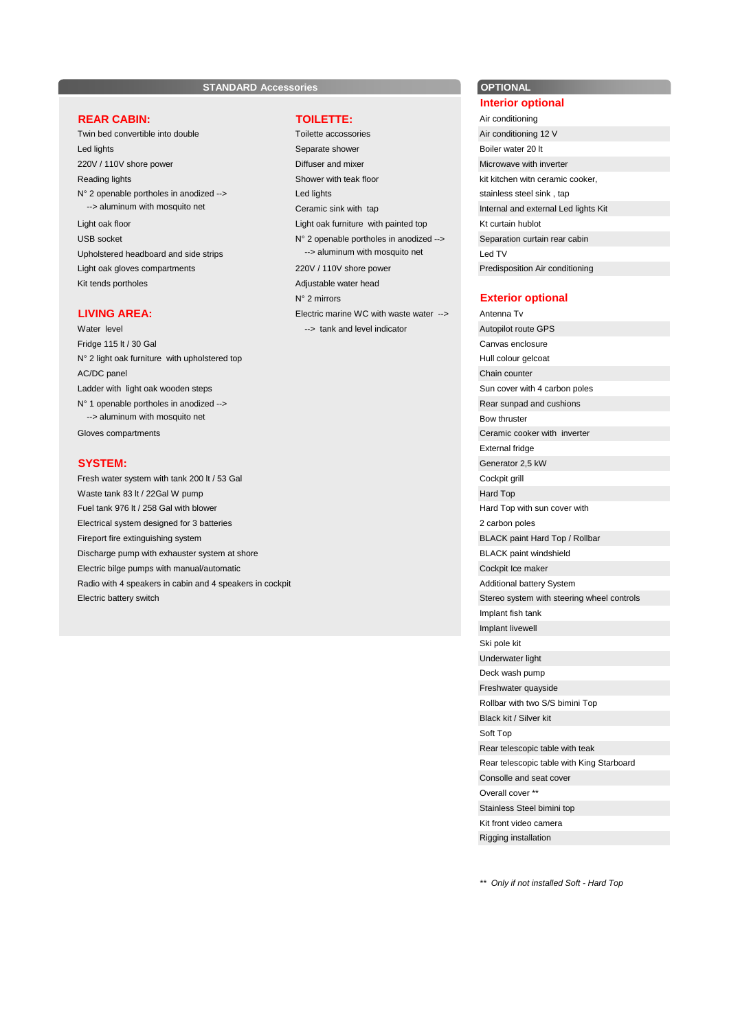## STANDARD Accessories

### REAR CABIN:

Twin bed convertible into double
Led lights
220V / 110V shore power
Reading lights
N° 2 openable portholes in anodized -->
--> aluminum with mosquito net
Light oak floor
USB socket
Upholstered headboard and side strips
Light oak gloves compartments
Kit tends portholes

### LIVING AREA:

Water level
Fridge 115 lt / 30 Gal
N° 2 light oak furniture with upholstered top
AC/DC panel
Ladder with light oak wooden steps
N° 1 openable portholes in anodized -->
--> aluminum with mosquito net
Gloves compartments

### SYSTEM:

Fresh water system with tank 200 lt / 53 Gal
Waste tank 83 lt / 22Gal W pump
Fuel tank 976 lt / 258 Gal with blower
Electrical system designed for 3 batteries
Fireport fire extinguishing system
Discharge pump with exhauster system at shore
Electric bilge pumps with manual/automatic
Radio with 4 speakers in cabin and 4 speakers in cockpit
Electric battery switch

### TOILETTE:

Toilette accessories
Separate shower
Diffuser and mixer
Shower with teak floor
Led lights
Ceramic sink with tap
Light oak furniture with painted top
N° 2 openable portholes in anodized -->
--> aluminum with mosquito net
220V / 110V shore power
Adjustable water head
N° 2 mirrors
Electric marine WC with waste water -->
--> tank and level indicator

## OPTIONAL

### Interior optional

Air conditioning
Air conditioning 12 V
Boiler water 20 lt
Microwave with inverter
kit kitchen witn ceramic cooker,
stainless steel sink , tap
Internal and external Led lights Kit
Kt curtain hublot
Separation curtain rear cabin
Led TV
Predisposition Air conditioning

### Exterior optional

Antenna Tv
Autopilot route GPS
Canvas enclosure
Hull colour gelcoat
Chain counter
Sun cover with 4 carbon poles
Rear sunpad and cushions
Bow thruster
Ceramic cooker with inverter
External fridge
Generator 2,5 kW
Cockpit grill
Hard Top
Hard Top with sun cover with
2 carbon poles
BLACK paint Hard Top / Rollbar
BLACK paint windshield
Cockpit Ice maker
Additional battery System
Stereo system with steering wheel controls
Implant fish tank
Implant livewell
Ski pole kit
Underwater light
Deck wash pump
Freshwater quayside
Rollbar with two S/S bimini Top
Black kit / Silver kit
Soft Top
Rear telescopic table with teak
Rear telescopic table with King Starboard
Consolle and seat cover
Overall cover **
Stainless Steel bimini top
Kit front video camera
Rigging installation

** *Only if not installed Soft - Hard Top*